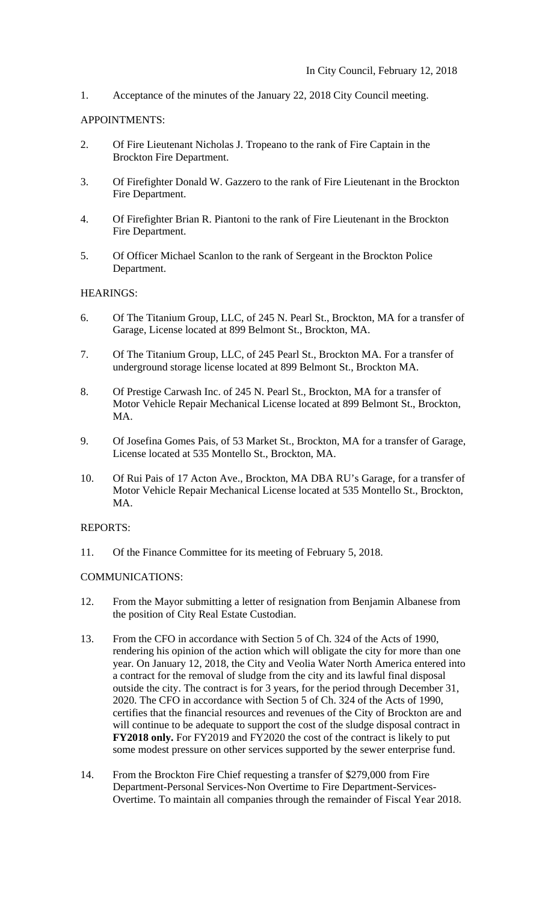In City Council, February 12, 2018

1. Acceptance of the minutes of the January 22, 2018 City Council meeting.

APPOINTMENTS:

2. Of Fire Lieutenant Nicholas J. Tropeano to the rank of Fire Captain in the Brockton Fire Department.

3. Of Firefighter Donald W. Gazzero to the rank of Fire Lieutenant in the Brockton Fire Department.

4. Of Firefighter Brian R. Piantoni to the rank of Fire Lieutenant in the Brockton Fire Department.

5. Of Officer Michael Scanlon to the rank of Sergeant in the Brockton Police Department.

HEARINGS:

6. Of The Titanium Group, LLC, of 245 N. Pearl St., Brockton, MA for a transfer of Garage, License located at 899 Belmont St., Brockton, MA.

7. Of The Titanium Group, LLC, of 245 Pearl St., Brockton MA. For a transfer of underground storage license located at 899 Belmont St., Brockton MA.

8. Of Prestige Carwash Inc. of 245 N. Pearl St., Brockton, MA for a transfer of Motor Vehicle Repair Mechanical License located at 899 Belmont St., Brockton, MA.

9. Of Josefina Gomes Pais, of 53 Market St., Brockton, MA for a transfer of Garage, License located at 535 Montello St., Brockton, MA.

10. Of Rui Pais of 17 Acton Ave., Brockton, MA DBA RU's Garage, for a transfer of Motor Vehicle Repair Mechanical License located at 535 Montello St., Brockton, MA.

REPORTS:

11. Of the Finance Committee for its meeting of February 5, 2018.

COMMUNICATIONS:

12. From the Mayor submitting a letter of resignation from Benjamin Albanese from the position of City Real Estate Custodian.

13. From the CFO in accordance with Section 5 of Ch. 324 of the Acts of 1990, rendering his opinion of the action which will obligate the city for more than one year. On January 12, 2018, the City and Veolia Water North America entered into a contract for the removal of sludge from the city and its lawful final disposal outside the city. The contract is for 3 years, for the period through December 31, 2020. The CFO in accordance with Section 5 of Ch. 324 of the Acts of 1990, certifies that the financial resources and revenues of the City of Brockton are and will continue to be adequate to support the cost of the sludge disposal contract in **FY2018 only.** For FY2019 and FY2020 the cost of the contract is likely to put some modest pressure on other services supported by the sewer enterprise fund.

14. From the Brockton Fire Chief requesting a transfer of $279,000 from Fire Department-Personal Services-Non Overtime to Fire Department-Services-Overtime. To maintain all companies through the remainder of Fiscal Year 2018.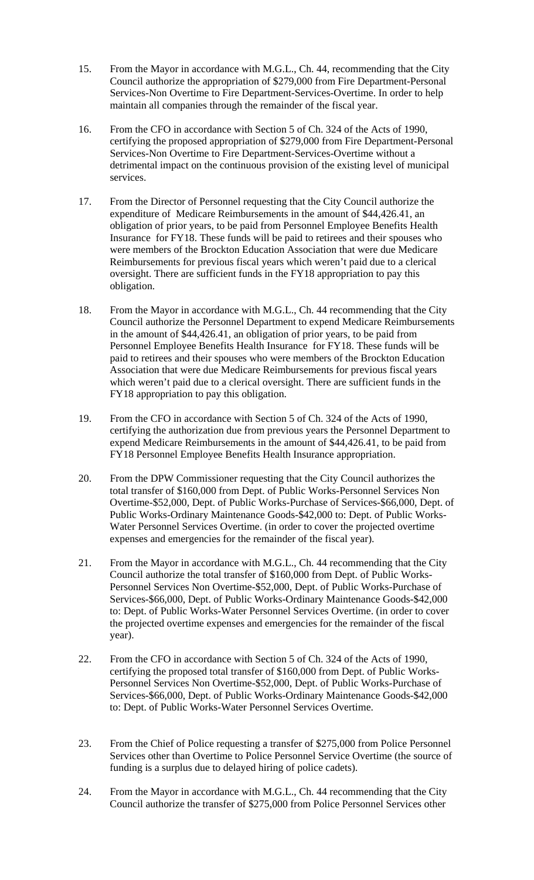15. From the Mayor in accordance with M.G.L., Ch. 44, recommending that the City Council authorize the appropriation of $279,000 from Fire Department-Personal Services-Non Overtime to Fire Department-Services-Overtime. In order to help maintain all companies through the remainder of the fiscal year.

16. From the CFO in accordance with Section 5 of Ch. 324 of the Acts of 1990, certifying the proposed appropriation of $279,000 from Fire Department-Personal Services-Non Overtime to Fire Department-Services-Overtime without a detrimental impact on the continuous provision of the existing level of municipal services.

17. From the Director of Personnel requesting that the City Council authorize the expenditure of Medicare Reimbursements in the amount of $44,426.41, an obligation of prior years, to be paid from Personnel Employee Benefits Health Insurance for FY18. These funds will be paid to retirees and their spouses who were members of the Brockton Education Association that were due Medicare Reimbursements for previous fiscal years which weren't paid due to a clerical oversight. There are sufficient funds in the FY18 appropriation to pay this obligation.

18. From the Mayor in accordance with M.G.L., Ch. 44 recommending that the City Council authorize the Personnel Department to expend Medicare Reimbursements in the amount of $44,426.41, an obligation of prior years, to be paid from Personnel Employee Benefits Health Insurance for FY18. These funds will be paid to retirees and their spouses who were members of the Brockton Education Association that were due Medicare Reimbursements for previous fiscal years which weren't paid due to a clerical oversight. There are sufficient funds in the FY18 appropriation to pay this obligation.

19. From the CFO in accordance with Section 5 of Ch. 324 of the Acts of 1990, certifying the authorization due from previous years the Personnel Department to expend Medicare Reimbursements in the amount of $44,426.41, to be paid from FY18 Personnel Employee Benefits Health Insurance appropriation.

20. From the DPW Commissioner requesting that the City Council authorizes the total transfer of $160,000 from Dept. of Public Works-Personnel Services Non Overtime-$52,000, Dept. of Public Works-Purchase of Services-$66,000, Dept. of Public Works-Ordinary Maintenance Goods-$42,000 to: Dept. of Public Works-Water Personnel Services Overtime. (in order to cover the projected overtime expenses and emergencies for the remainder of the fiscal year).

21. From the Mayor in accordance with M.G.L., Ch. 44 recommending that the City Council authorize the total transfer of $160,000 from Dept. of Public Works-Personnel Services Non Overtime-$52,000, Dept. of Public Works-Purchase of Services-$66,000, Dept. of Public Works-Ordinary Maintenance Goods-$42,000 to: Dept. of Public Works-Water Personnel Services Overtime. (in order to cover the projected overtime expenses and emergencies for the remainder of the fiscal year).

22. From the CFO in accordance with Section 5 of Ch. 324 of the Acts of 1990, certifying the proposed total transfer of $160,000 from Dept. of Public Works-Personnel Services Non Overtime-$52,000, Dept. of Public Works-Purchase of Services-$66,000, Dept. of Public Works-Ordinary Maintenance Goods-$42,000 to: Dept. of Public Works-Water Personnel Services Overtime.

23. From the Chief of Police requesting a transfer of $275,000 from Police Personnel Services other than Overtime to Police Personnel Service Overtime (the source of funding is a surplus due to delayed hiring of police cadets).

24. From the Mayor in accordance with M.G.L., Ch. 44 recommending that the City Council authorize the transfer of $275,000 from Police Personnel Services other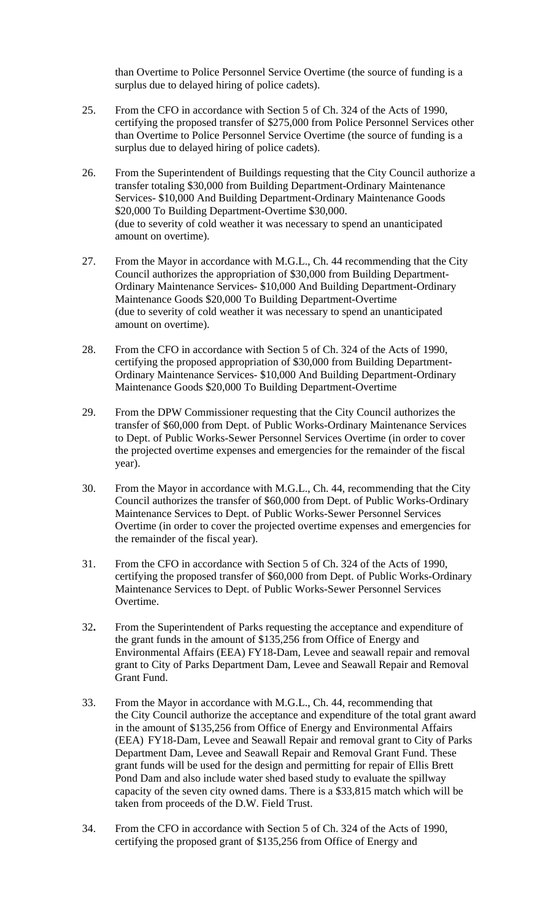than Overtime to Police Personnel Service Overtime (the source of funding is a surplus due to delayed hiring of police cadets).

25. From the CFO in accordance with Section 5 of Ch. 324 of the Acts of 1990, certifying the proposed transfer of $275,000 from Police Personnel Services other than Overtime to Police Personnel Service Overtime (the source of funding is a surplus due to delayed hiring of police cadets).

26. From the Superintendent of Buildings requesting that the City Council authorize a transfer totaling $30,000 from Building Department-Ordinary Maintenance Services- $10,000 And Building Department-Ordinary Maintenance Goods $20,000 To Building Department-Overtime $30,000. (due to severity of cold weather it was necessary to spend an unanticipated amount on overtime).

27. From the Mayor in accordance with M.G.L., Ch. 44 recommending that the City Council authorizes the appropriation of $30,000 from Building Department-Ordinary Maintenance Services- $10,000 And Building Department-Ordinary Maintenance Goods $20,000 To Building Department-Overtime (due to severity of cold weather it was necessary to spend an unanticipated amount on overtime).

28. From the CFO in accordance with Section 5 of Ch. 324 of the Acts of 1990, certifying the proposed appropriation of $30,000 from Building Department-Ordinary Maintenance Services- $10,000 And Building Department-Ordinary Maintenance Goods $20,000 To Building Department-Overtime

29. From the DPW Commissioner requesting that the City Council authorizes the transfer of $60,000 from Dept. of Public Works-Ordinary Maintenance Services to Dept. of Public Works-Sewer Personnel Services Overtime (in order to cover the projected overtime expenses and emergencies for the remainder of the fiscal year).

30. From the Mayor in accordance with M.G.L., Ch. 44, recommending that the City Council authorizes the transfer of $60,000 from Dept. of Public Works-Ordinary Maintenance Services to Dept. of Public Works-Sewer Personnel Services Overtime (in order to cover the projected overtime expenses and emergencies for the remainder of the fiscal year).

31. From the CFO in accordance with Section 5 of Ch. 324 of the Acts of 1990, certifying the proposed transfer of $60,000 from Dept. of Public Works-Ordinary Maintenance Services to Dept. of Public Works-Sewer Personnel Services Overtime.

32. From the Superintendent of Parks requesting the acceptance and expenditure of the grant funds in the amount of $135,256 from Office of Energy and Environmental Affairs (EEA) FY18-Dam, Levee and seawall repair and removal grant to City of Parks Department Dam, Levee and Seawall Repair and Removal Grant Fund.

33. From the Mayor in accordance with M.G.L., Ch. 44, recommending that the City Council authorize the acceptance and expenditure of the total grant award in the amount of $135,256 from Office of Energy and Environmental Affairs (EEA) FY18-Dam, Levee and Seawall Repair and removal grant to City of Parks Department Dam, Levee and Seawall Repair and Removal Grant Fund. These grant funds will be used for the design and permitting for repair of Ellis Brett Pond Dam and also include water shed based study to evaluate the spillway capacity of the seven city owned dams. There is a $33,815 match which will be taken from proceeds of the D.W. Field Trust.

34. From the CFO in accordance with Section 5 of Ch. 324 of the Acts of 1990, certifying the proposed grant of $135,256 from Office of Energy and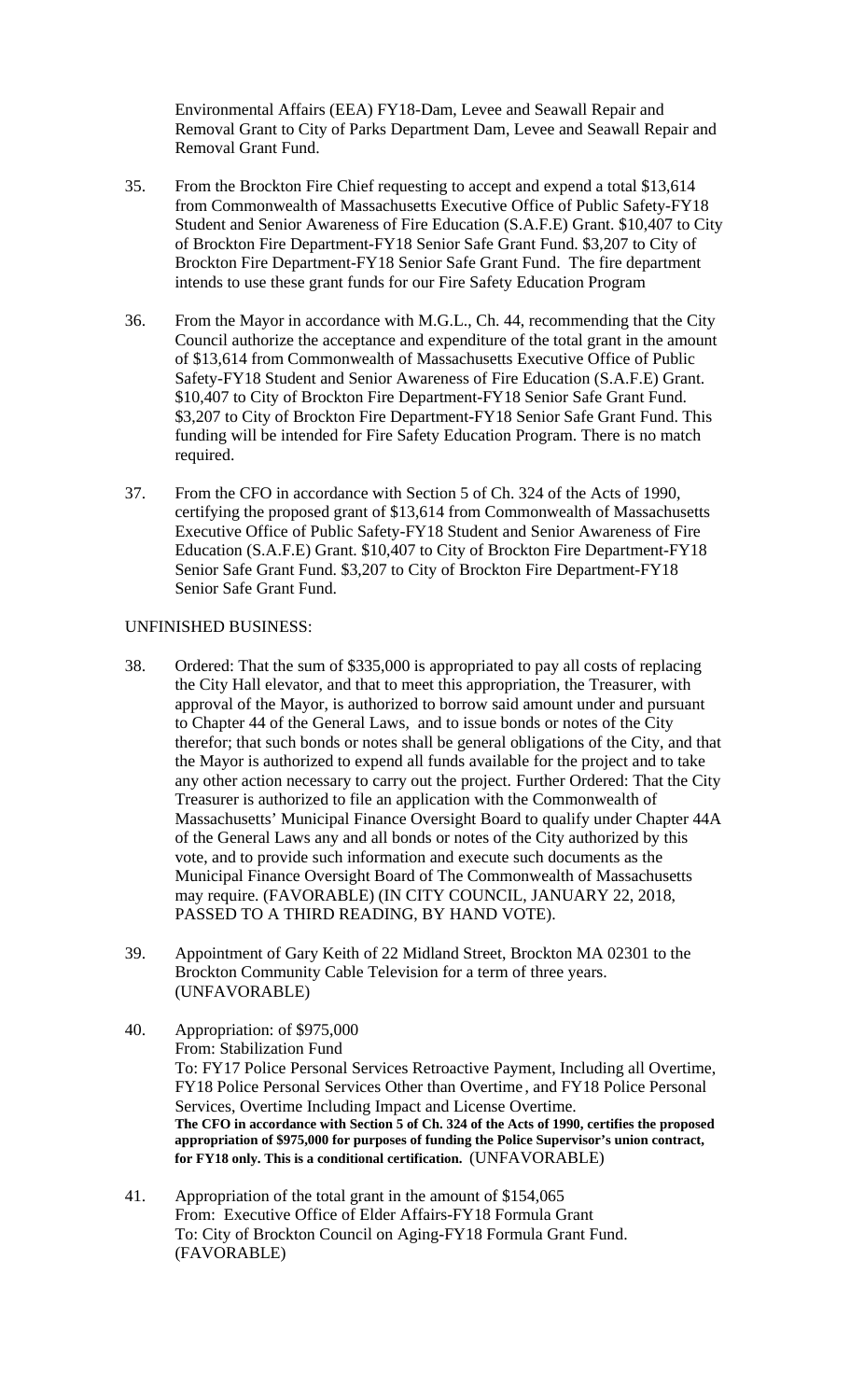Environmental Affairs (EEA) FY18-Dam, Levee and Seawall Repair and Removal Grant to City of Parks Department Dam, Levee and Seawall Repair and Removal Grant Fund.

35. From the Brockton Fire Chief requesting to accept and expend a total $13,614 from Commonwealth of Massachusetts Executive Office of Public Safety-FY18 Student and Senior Awareness of Fire Education (S.A.F.E) Grant. $10,407 to City of Brockton Fire Department-FY18 Senior Safe Grant Fund. $3,207 to City of Brockton Fire Department-FY18 Senior Safe Grant Fund. The fire department intends to use these grant funds for our Fire Safety Education Program

36. From the Mayor in accordance with M.G.L., Ch. 44, recommending that the City Council authorize the acceptance and expenditure of the total grant in the amount of $13,614 from Commonwealth of Massachusetts Executive Office of Public Safety-FY18 Student and Senior Awareness of Fire Education (S.A.F.E) Grant. $10,407 to City of Brockton Fire Department-FY18 Senior Safe Grant Fund. $3,207 to City of Brockton Fire Department-FY18 Senior Safe Grant Fund. This funding will be intended for Fire Safety Education Program. There is no match required.

37. From the CFO in accordance with Section 5 of Ch. 324 of the Acts of 1990, certifying the proposed grant of $13,614 from Commonwealth of Massachusetts Executive Office of Public Safety-FY18 Student and Senior Awareness of Fire Education (S.A.F.E) Grant. $10,407 to City of Brockton Fire Department-FY18 Senior Safe Grant Fund. $3,207 to City of Brockton Fire Department-FY18 Senior Safe Grant Fund.

UNFINISHED BUSINESS:

38. Ordered: That the sum of $335,000 is appropriated to pay all costs of replacing the City Hall elevator, and that to meet this appropriation, the Treasurer, with approval of the Mayor, is authorized to borrow said amount under and pursuant to Chapter 44 of the General Laws, and to issue bonds or notes of the City therefor; that such bonds or notes shall be general obligations of the City, and that the Mayor is authorized to expend all funds available for the project and to take any other action necessary to carry out the project. Further Ordered: That the City Treasurer is authorized to file an application with the Commonwealth of Massachusetts' Municipal Finance Oversight Board to qualify under Chapter 44A of the General Laws any and all bonds or notes of the City authorized by this vote, and to provide such information and execute such documents as the Municipal Finance Oversight Board of The Commonwealth of Massachusetts may require. (FAVORABLE) (IN CITY COUNCIL, JANUARY 22, 2018, PASSED TO A THIRD READING, BY HAND VOTE).

39. Appointment of Gary Keith of 22 Midland Street, Brockton MA 02301 to the Brockton Community Cable Television for a term of three years. (UNFAVORABLE)

40. Appropriation: of $975,000
From: Stabilization Fund
To: FY17 Police Personal Services Retroactive Payment, Including all Overtime, FY18 Police Personal Services Other than Overtime, and FY18 Police Personal Services, Overtime Including Impact and License Overtime.
**The CFO in accordance with Section 5 of Ch. 324 of the Acts of 1990, certifies the proposed appropriation of $975,000 for purposes of funding the Police Supervisor's union contract, for FY18 only. This is a conditional certification.** (UNFAVORABLE)

41. Appropriation of the total grant in the amount of $154,065
From: Executive Office of Elder Affairs-FY18 Formula Grant
To: City of Brockton Council on Aging-FY18 Formula Grant Fund.
(FAVORABLE)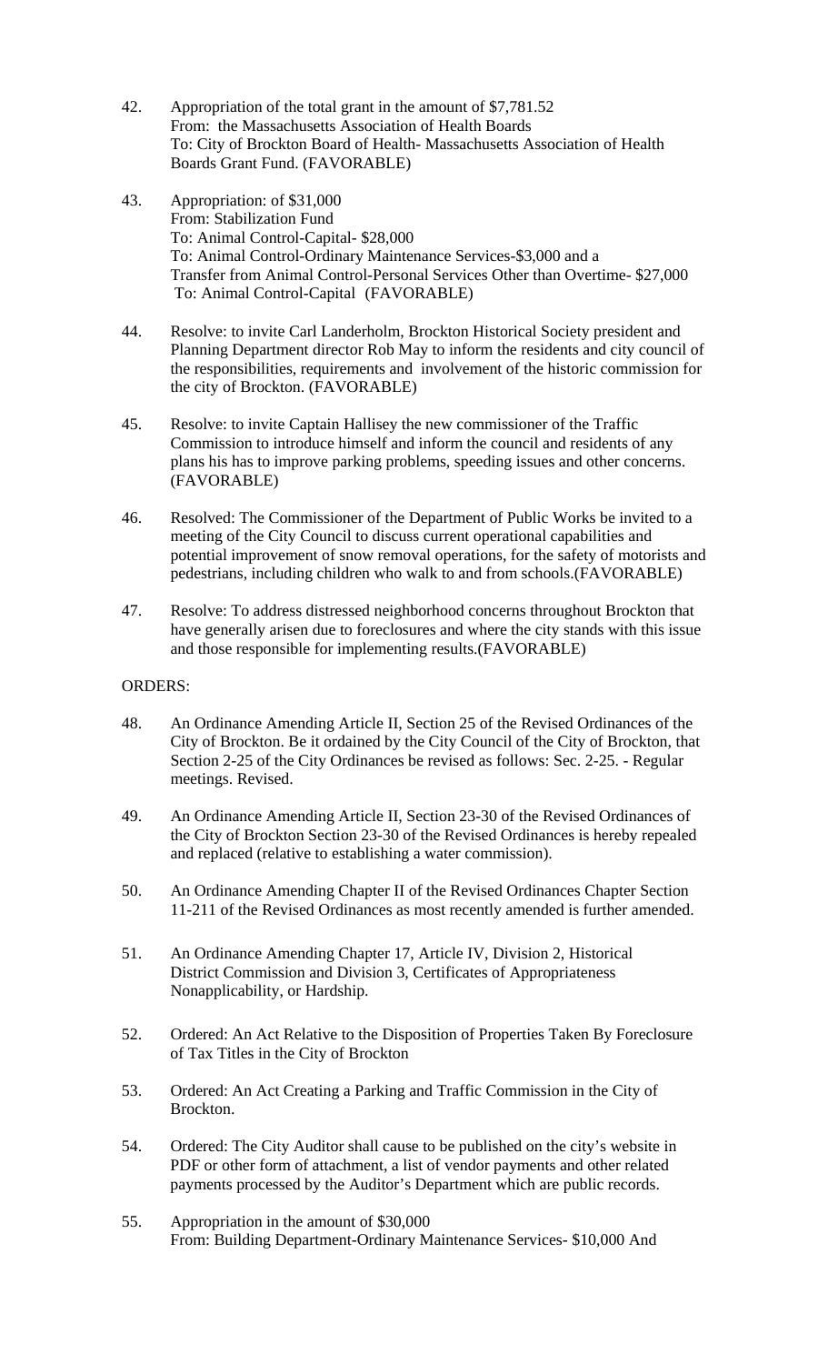42. Appropriation of the total grant in the amount of $7,781.52
    From: the Massachusetts Association of Health Boards
    To: City of Brockton Board of Health- Massachusetts Association of Health Boards Grant Fund. (FAVORABLE)

43. Appropriation: of $31,000
    From: Stabilization Fund
    To: Animal Control-Capital- $28,000
    To: Animal Control-Ordinary Maintenance Services-$3,000 and a
    Transfer from Animal Control-Personal Services Other than Overtime- $27,000
    To: Animal Control-Capital (FAVORABLE)

44. Resolve: to invite Carl Landerholm, Brockton Historical Society president and Planning Department director Rob May to inform the residents and city council of the responsibilities, requirements and involvement of the historic commission for the city of Brockton. (FAVORABLE)

45. Resolve: to invite Captain Hallisey the new commissioner of the Traffic Commission to introduce himself and inform the council and residents of any plans his has to improve parking problems, speeding issues and other concerns. (FAVORABLE)

46. Resolved: The Commissioner of the Department of Public Works be invited to a meeting of the City Council to discuss current operational capabilities and potential improvement of snow removal operations, for the safety of motorists and pedestrians, including children who walk to and from schools.(FAVORABLE)

47. Resolve: To address distressed neighborhood concerns throughout Brockton that have generally arisen due to foreclosures and where the city stands with this issue and those responsible for implementing results.(FAVORABLE)

ORDERS:

48. An Ordinance Amending Article II, Section 25 of the Revised Ordinances of the City of Brockton. Be it ordained by the City Council of the City of Brockton, that Section 2-25 of the City Ordinances be revised as follows: Sec. 2-25. - Regular meetings. Revised.

49. An Ordinance Amending Article II, Section 23-30 of the Revised Ordinances of the City of Brockton Section 23-30 of the Revised Ordinances is hereby repealed and replaced (relative to establishing a water commission).

50. An Ordinance Amending Chapter II of the Revised Ordinances Chapter Section 11-211 of the Revised Ordinances as most recently amended is further amended.

51. An Ordinance Amending Chapter 17, Article IV, Division 2, Historical District Commission and Division 3, Certificates of Appropriateness Nonapplicability, or Hardship.

52. Ordered: An Act Relative to the Disposition of Properties Taken By Foreclosure of Tax Titles in the City of Brockton

53. Ordered: An Act Creating a Parking and Traffic Commission in the City of Brockton.

54. Ordered: The City Auditor shall cause to be published on the city's website in PDF or other form of attachment, a list of vendor payments and other related payments processed by the Auditor's Department which are public records.

55. Appropriation in the amount of $30,000
    From: Building Department-Ordinary Maintenance Services- $10,000 And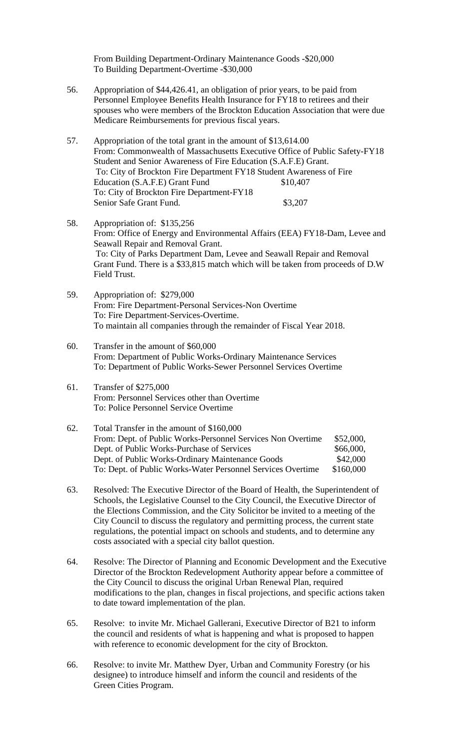From Building Department-Ordinary Maintenance Goods -$20,000
To Building Department-Overtime -$30,000

56. Appropriation of $44,426.41, an obligation of prior years, to be paid from Personnel Employee Benefits Health Insurance for FY18 to retirees and their spouses who were members of the Brockton Education Association that were due Medicare Reimbursements for previous fiscal years.

57. Appropriation of the total grant in the amount of $13,614.00
From: Commonwealth of Massachusetts Executive Office of Public Safety-FY18 Student and Senior Awareness of Fire Education (S.A.F.E) Grant.
To: City of Brockton Fire Department FY18 Student Awareness of Fire Education (S.A.F.E) Grant Fund $10,407
To: City of Brockton Fire Department-FY18 Senior Safe Grant Fund. $3,207

58. Appropriation of: $135,256
From: Office of Energy and Environmental Affairs (EEA) FY18-Dam, Levee and Seawall Repair and Removal Grant.
To: City of Parks Department Dam, Levee and Seawall Repair and Removal Grant Fund. There is a $33,815 match which will be taken from proceeds of D.W Field Trust.

59. Appropriation of: $279,000
From: Fire Department-Personal Services-Non Overtime
To: Fire Department-Services-Overtime.
To maintain all companies through the remainder of Fiscal Year 2018.

60. Transfer in the amount of $60,000
From: Department of Public Works-Ordinary Maintenance Services
To: Department of Public Works-Sewer Personnel Services Overtime

61. Transfer of $275,000
From: Personnel Services other than Overtime
To: Police Personnel Service Overtime

62. Total Transfer in the amount of $160,000
From: Dept. of Public Works-Personnel Services Non Overtime $52,000,
Dept. of Public Works-Purchase of Services $66,000,
Dept. of Public Works-Ordinary Maintenance Goods $42,000
To: Dept. of Public Works-Water Personnel Services Overtime $160,000

63. Resolved: The Executive Director of the Board of Health, the Superintendent of Schools, the Legislative Counsel to the City Council, the Executive Director of the Elections Commission, and the City Solicitor be invited to a meeting of the City Council to discuss the regulatory and permitting process, the current state regulations, the potential impact on schools and students, and to determine any costs associated with a special city ballot question.

64. Resolve: The Director of Planning and Economic Development and the Executive Director of the Brockton Redevelopment Authority appear before a committee of the City Council to discuss the original Urban Renewal Plan, required modifications to the plan, changes in fiscal projections, and specific actions taken to date toward implementation of the plan.

65. Resolve: to invite Mr. Michael Gallerani, Executive Director of B21 to inform the council and residents of what is happening and what is proposed to happen with reference to economic development for the city of Brockton.

66. Resolve: to invite Mr. Matthew Dyer, Urban and Community Forestry (or his designee) to introduce himself and inform the council and residents of the Green Cities Program.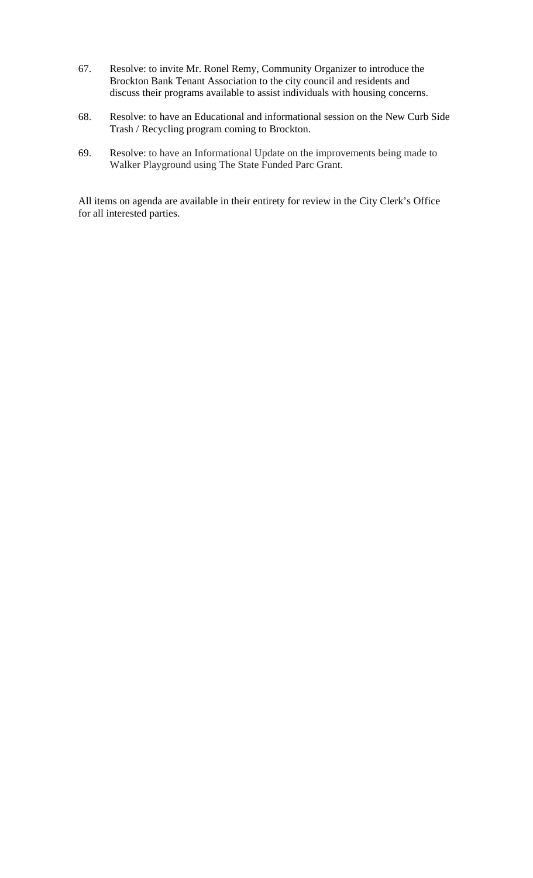67. Resolve: to invite Mr. Ronel Remy, Community Organizer to introduce the Brockton Bank Tenant Association to the city council and residents and discuss their programs available to assist individuals with housing concerns.

68. Resolve: to have an Educational and informational session on the New Curb Side Trash / Recycling program coming to Brockton.

69. Resolve: to have an Informational Update on the improvements being made to Walker Playground using The State Funded Parc Grant.

All items on agenda are available in their entirety for review in the City Clerk's Office for all interested parties.